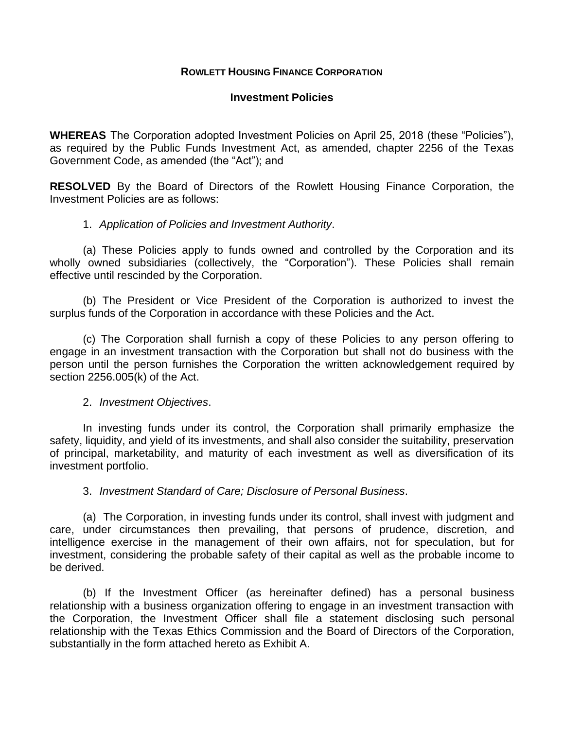# ROWLETT HOUSING FINANCE CORPORATION

## Investment Policies

**WHEREAS** The Corporation adopted Investment Policies on April 25, 2018 (these "Policies"), as required by the Public Funds Investment Act, as amended, chapter 2256 of the Texas Government Code, as amended (the "Act"); and

**RESOLVED** By the Board of Directors of the Rowlett Housing Finance Corporation, the Investment Policies are as follows:

1. *Application of Policies and Investment Authority*.

(a) These Policies apply to funds owned and controlled by the Corporation and its wholly owned subsidiaries (collectively, the "Corporation"). These Policies shall remain effective until rescinded by the Corporation.

(b) The President or Vice President of the Corporation is authorized to invest the surplus funds of the Corporation in accordance with these Policies and the Act.

(c) The Corporation shall furnish a copy of these Policies to any person offering to engage in an investment transaction with the Corporation but shall not do business with the person until the person furnishes the Corporation the written acknowledgement required by section 2256.005(k) of the Act.

2. *Investment Objectives*.

In investing funds under its control, the Corporation shall primarily emphasize the safety, liquidity, and yield of its investments, and shall also consider the suitability, preservation of principal, marketability, and maturity of each investment as well as diversification of its investment portfolio.

3. *Investment Standard of Care; Disclosure of Personal Business*.

(a) The Corporation, in investing funds under its control, shall invest with judgment and care, under circumstances then prevailing, that persons of prudence, discretion, and intelligence exercise in the management of their own affairs, not for speculation, but for investment, considering the probable safety of their capital as well as the probable income to be derived.

(b) If the Investment Officer (as hereinafter defined) has a personal business relationship with a business organization offering to engage in an investment transaction with the Corporation, the Investment Officer shall file a statement disclosing such personal relationship with the Texas Ethics Commission and the Board of Directors of the Corporation, substantially in the form attached hereto as Exhibit A.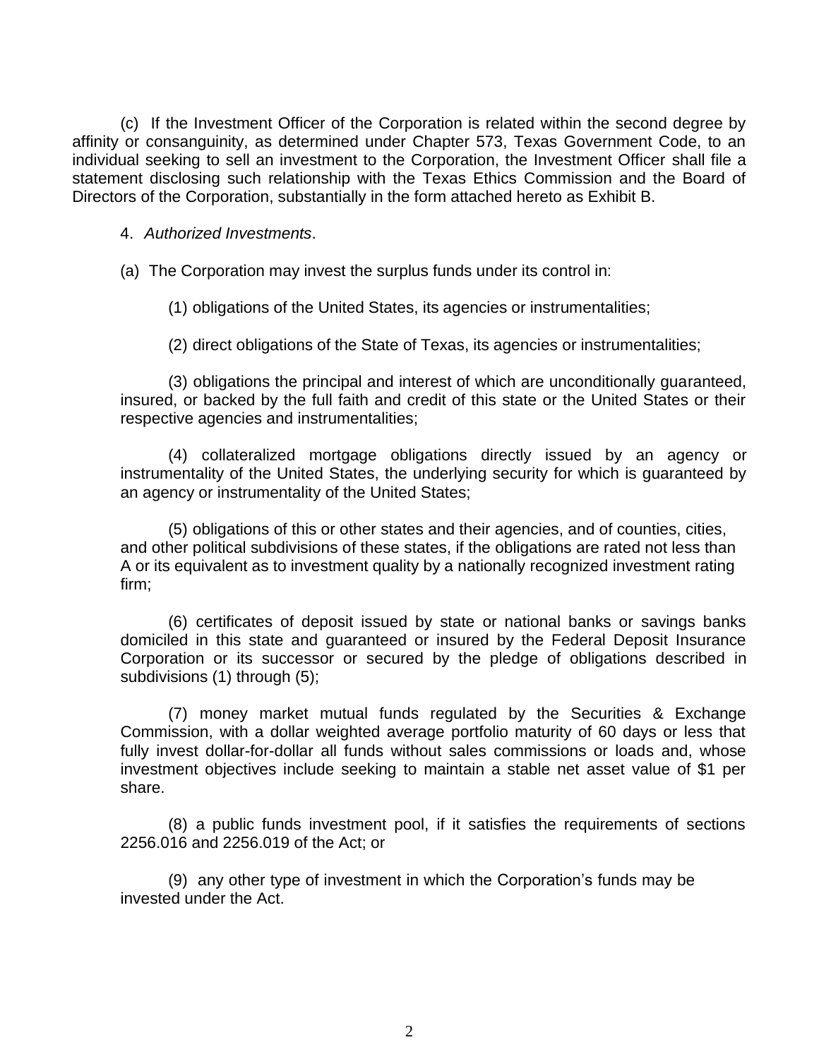(c) If the Investment Officer of the Corporation is related within the second degree by affinity or consanguinity, as determined under Chapter 573, Texas Government Code, to an individual seeking to sell an investment to the Corporation, the Investment Officer shall file a statement disclosing such relationship with the Texas Ethics Commission and the Board of Directors of the Corporation, substantially in the form attached hereto as Exhibit B.

4. *Authorized Investments*.

(a) The Corporation may invest the surplus funds under its control in:

(1) obligations of the United States, its agencies or instrumentalities;

(2) direct obligations of the State of Texas, its agencies or instrumentalities;

(3) obligations the principal and interest of which are unconditionally guaranteed, insured, or backed by the full faith and credit of this state or the United States or their respective agencies and instrumentalities;

(4) collateralized mortgage obligations directly issued by an agency or instrumentality of the United States, the underlying security for which is guaranteed by an agency or instrumentality of the United States;

(5) obligations of this or other states and their agencies, and of counties, cities, and other political subdivisions of these states, if the obligations are rated not less than A or its equivalent as to investment quality by a nationally recognized investment rating firm;

(6) certificates of deposit issued by state or national banks or savings banks domiciled in this state and guaranteed or insured by the Federal Deposit Insurance Corporation or its successor or secured by the pledge of obligations described in subdivisions (1) through (5);

(7) money market mutual funds regulated by the Securities & Exchange Commission, with a dollar weighted average portfolio maturity of 60 days or less that fully invest dollar-for-dollar all funds without sales commissions or loads and, whose investment objectives include seeking to maintain a stable net asset value of $1 per share.

(8) a public funds investment pool, if it satisfies the requirements of sections 2256.016 and 2256.019 of the Act; or

(9) any other type of investment in which the Corporation's funds may be invested under the Act.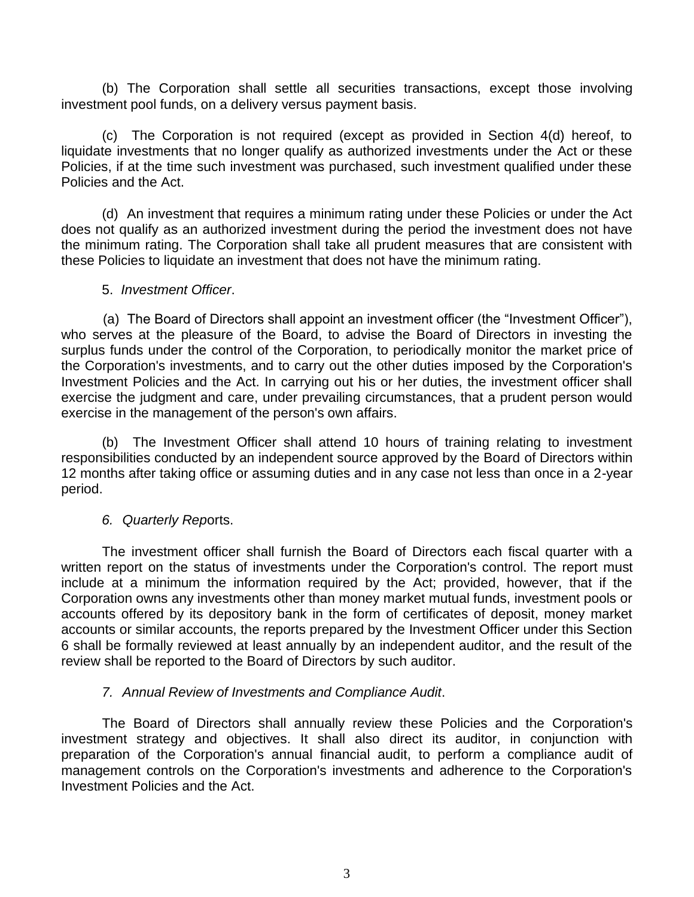(b) The Corporation shall settle all securities transactions, except those involving investment pool funds, on a delivery versus payment basis.

(c) The Corporation is not required (except as provided in Section 4(d) hereof, to liquidate investments that no longer qualify as authorized investments under the Act or these Policies, if at the time such investment was purchased, such investment qualified under these Policies and the Act.

(d) An investment that requires a minimum rating under these Policies or under the Act does not qualify as an authorized investment during the period the investment does not have the minimum rating. The Corporation shall take all prudent measures that are consistent with these Policies to liquidate an investment that does not have the minimum rating.

5. *Investment Officer*.

(a) The Board of Directors shall appoint an investment officer (the "Investment Officer"), who serves at the pleasure of the Board, to advise the Board of Directors in investing the surplus funds under the control of the Corporation, to periodically monitor the market price of the Corporation's investments, and to carry out the other duties imposed by the Corporation's Investment Policies and the Act. In carrying out his or her duties, the investment officer shall exercise the judgment and care, under prevailing circumstances, that a prudent person would exercise in the management of the person's own affairs.

(b) The Investment Officer shall attend 10 hours of training relating to investment responsibilities conducted by an independent source approved by the Board of Directors within 12 months after taking office or assuming duties and in any case not less than once in a 2-year period.

*6. Quarterly Rep*orts.

The investment officer shall furnish the Board of Directors each fiscal quarter with a written report on the status of investments under the Corporation's control. The report must include at a minimum the information required by the Act; provided, however, that if the Corporation owns any investments other than money market mutual funds, investment pools or accounts offered by its depository bank in the form of certificates of deposit, money market accounts or similar accounts, the reports prepared by the Investment Officer under this Section 6 shall be formally reviewed at least annually by an independent auditor, and the result of the review shall be reported to the Board of Directors by such auditor.

*7. Annual Review of Investments and Compliance Audit*.

The Board of Directors shall annually review these Policies and the Corporation's investment strategy and objectives. It shall also direct its auditor, in conjunction with preparation of the Corporation's annual financial audit, to perform a compliance audit of management controls on the Corporation's investments and adherence to the Corporation's Investment Policies and the Act.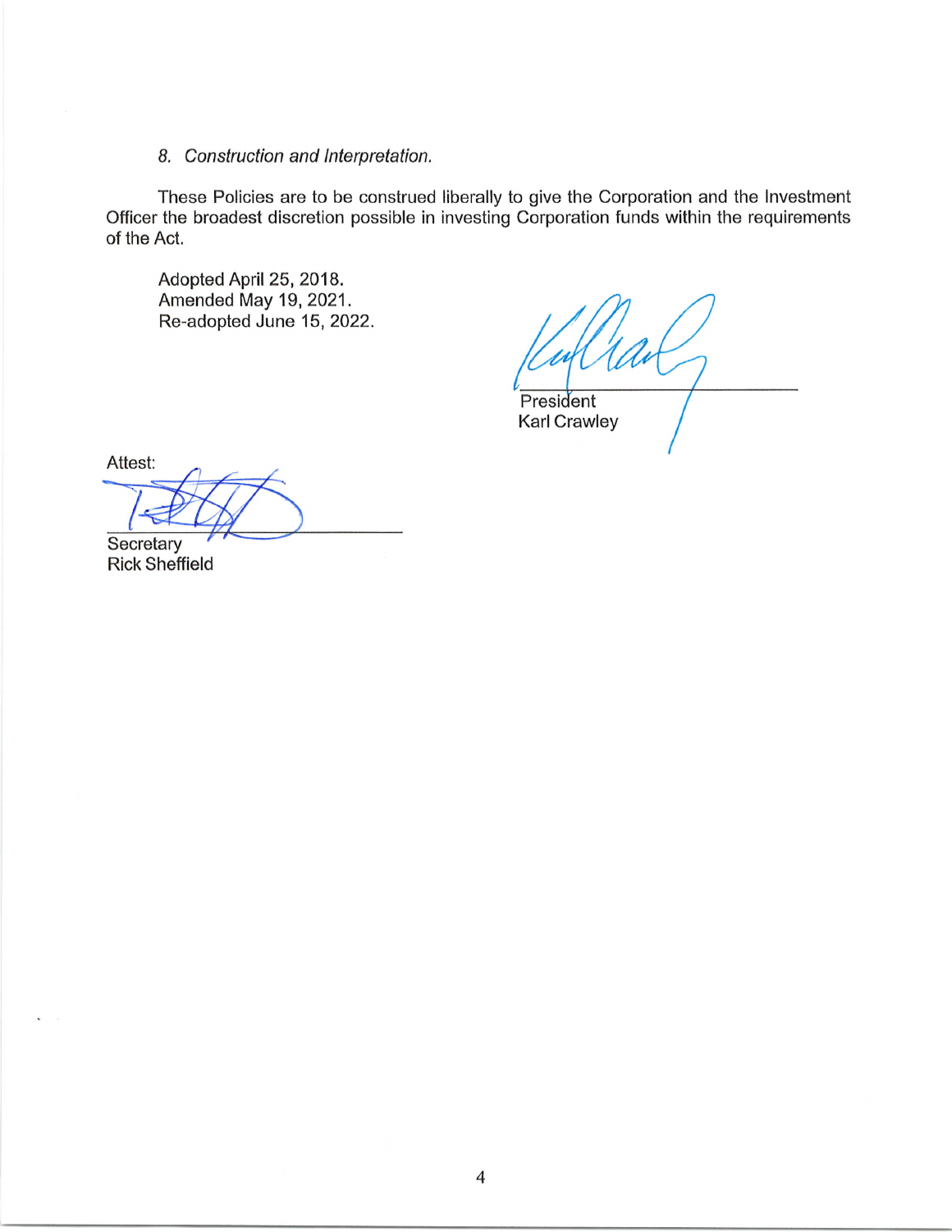*8. Construction and Interpretation.*

These Policies are to be construed liberally to give the Corporation and the Investment Officer the broadest discretion possible in investing Corporation funds within the requirements of the Act.

Adopted April 25, 2018.
Amended May 19, 2021.
Re-adopted June 15, 2022.

President
Karl Crawley

Attest:

Secretary
Rick Sheffield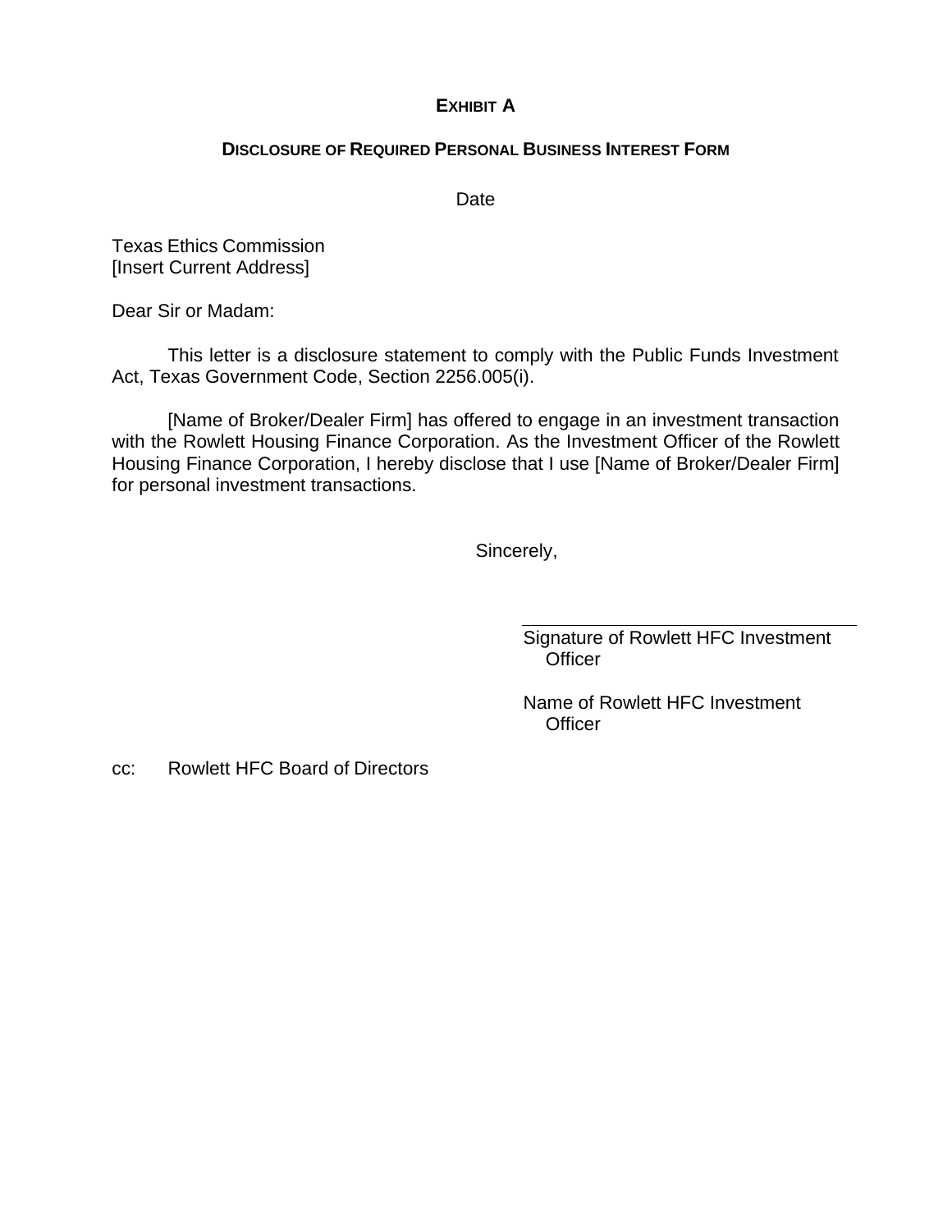# EXHIBIT A

## DISCLOSURE OF REQUIRED PERSONAL BUSINESS INTEREST FORM

Date

Texas Ethics Commission
[Insert Current Address]

Dear Sir or Madam:

This letter is a disclosure statement to comply with the Public Funds Investment Act, Texas Government Code, Section 2256.005(i).

[Name of Broker/Dealer Firm] has offered to engage in an investment transaction with the Rowlett Housing Finance Corporation. As the Investment Officer of the Rowlett Housing Finance Corporation, I hereby disclose that I use [Name of Broker/Dealer Firm] for personal investment transactions.

Sincerely,

\_\_\_\_\_\_\_\_\_\_\_\_\_\_\_\_\_\_\_\_\_\_\_\_\_\_\_\_\_\_\_\_
Signature of Rowlett HFC Investment Officer

Name of Rowlett HFC Investment Officer

cc: Rowlett HFC Board of Directors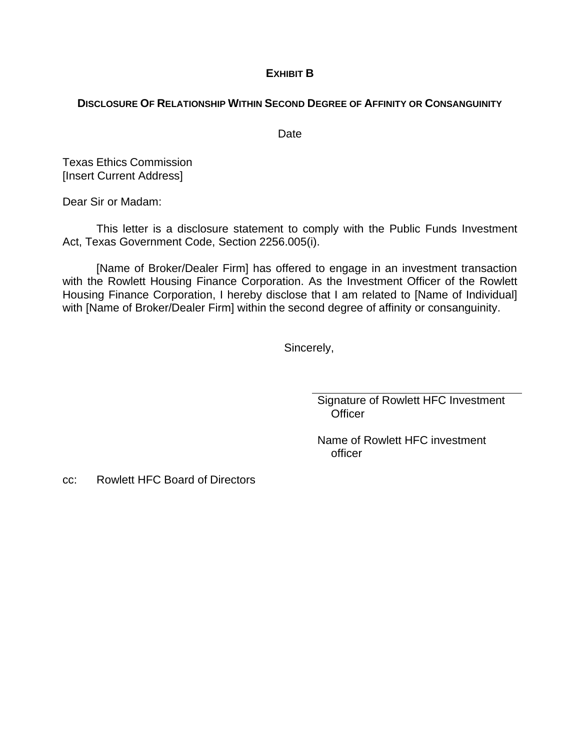## EXHIBIT B

### DISCLOSURE OF RELATIONSHIP WITHIN SECOND DEGREE OF AFFINITY OR CONSANGUINITY

Date

Texas Ethics Commission
[Insert Current Address]

Dear Sir or Madam:

This letter is a disclosure statement to comply with the Public Funds Investment Act, Texas Government Code, Section 2256.005(i).

[Name of Broker/Dealer Firm] has offered to engage in an investment transaction with the Rowlett Housing Finance Corporation. As the Investment Officer of the Rowlett Housing Finance Corporation, I hereby disclose that I am related to [Name of Individual] with [Name of Broker/Dealer Firm] within the second degree of affinity or consanguinity.

Sincerely,

______________________________
Signature of Rowlett HFC Investment Officer

Name of Rowlett HFC investment officer

cc: Rowlett HFC Board of Directors